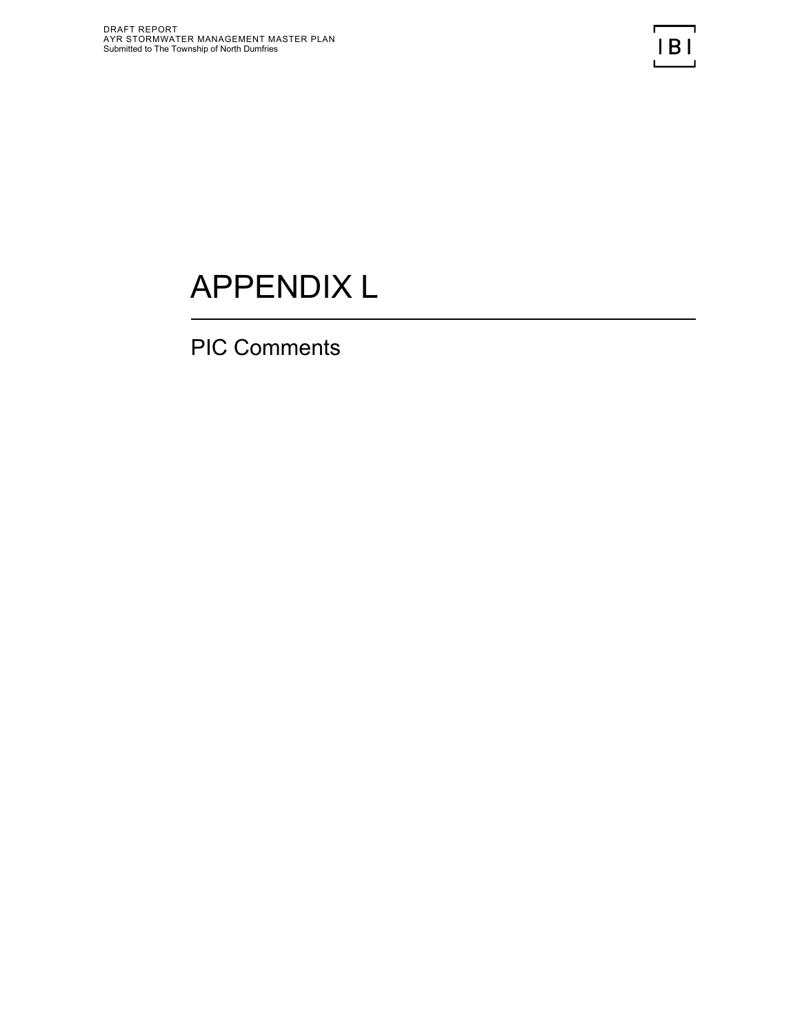# APPENDIX L

## PIC Comments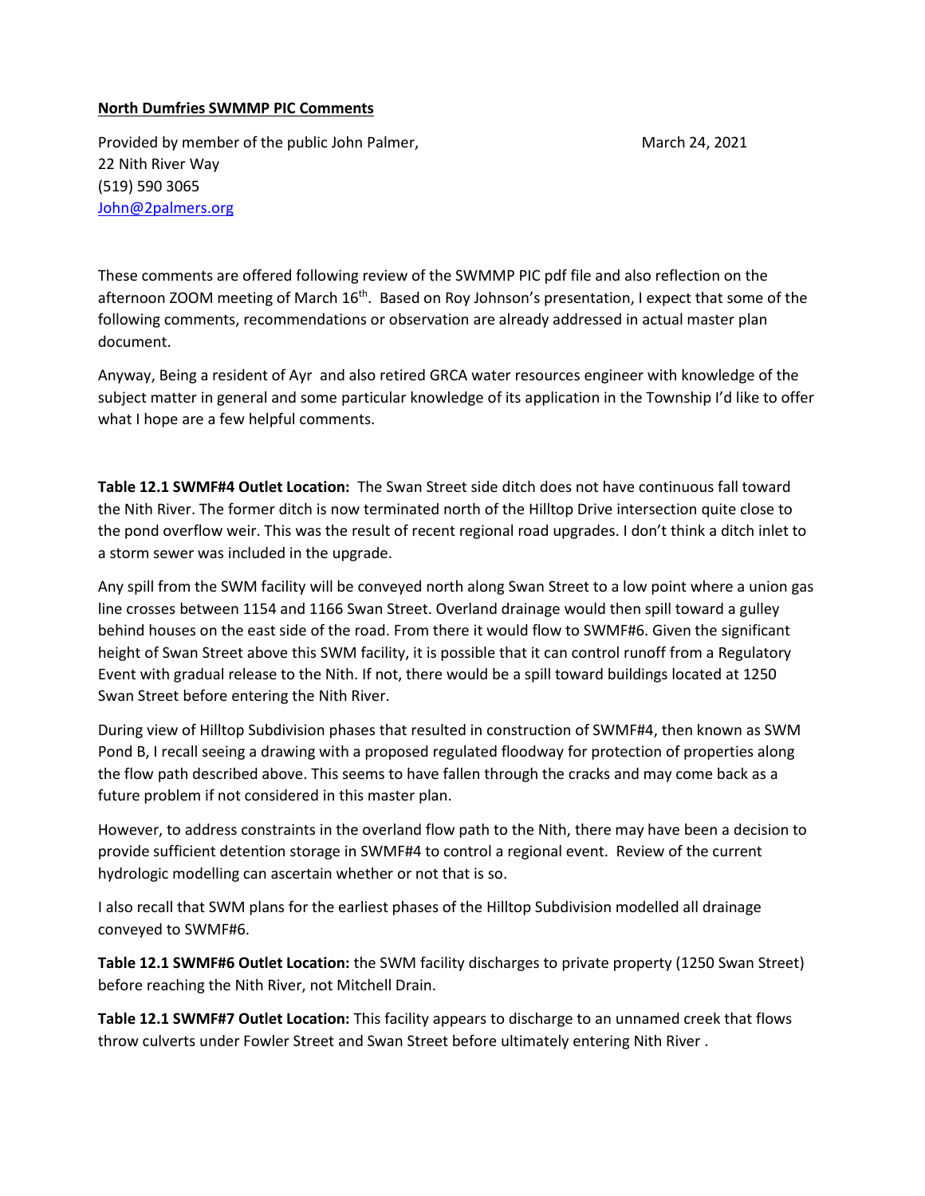**North Dumfries SWMMP PIC Comments**

Provided by member of the public John Palmer, March 24, 2021
22 Nith River Way
(519) 590 3065
John@2palmers.org

These comments are offered following review of the SWMMP PIC pdf file and also reflection on the afternoon ZOOM meeting of March 16th. Based on Roy Johnson's presentation, I expect that some of the following comments, recommendations or observation are already addressed in actual master plan document.

Anyway, Being a resident of Ayr and also retired GRCA water resources engineer with knowledge of the subject matter in general and some particular knowledge of its application in the Township I'd like to offer what I hope are a few helpful comments.

**Table 12.1 SWMF#4 Outlet Location:** The Swan Street side ditch does not have continuous fall toward the Nith River. The former ditch is now terminated north of the Hilltop Drive intersection quite close to the pond overflow weir. This was the result of recent regional road upgrades. I don't think a ditch inlet to a storm sewer was included in the upgrade.

Any spill from the SWM facility will be conveyed north along Swan Street to a low point where a union gas line crosses between 1154 and 1166 Swan Street. Overland drainage would then spill toward a gulley behind houses on the east side of the road. From there it would flow to SWMF#6. Given the significant height of Swan Street above this SWM facility, it is possible that it can control runoff from a Regulatory Event with gradual release to the Nith. If not, there would be a spill toward buildings located at 1250 Swan Street before entering the Nith River.

During view of Hilltop Subdivision phases that resulted in construction of SWMF#4, then known as SWM Pond B, I recall seeing a drawing with a proposed regulated floodway for protection of properties along the flow path described above. This seems to have fallen through the cracks and may come back as a future problem if not considered in this master plan.

However, to address constraints in the overland flow path to the Nith, there may have been a decision to provide sufficient detention storage in SWMF#4 to control a regional event. Review of the current hydrologic modelling can ascertain whether or not that is so.

I also recall that SWM plans for the earliest phases of the Hilltop Subdivision modelled all drainage conveyed to SWMF#6.

**Table 12.1 SWMF#6 Outlet Location:** the SWM facility discharges to private property (1250 Swan Street) before reaching the Nith River, not Mitchell Drain.

**Table 12.1 SWMF#7 Outlet Location:** This facility appears to discharge to an unnamed creek that flows throw culverts under Fowler Street and Swan Street before ultimately entering Nith River .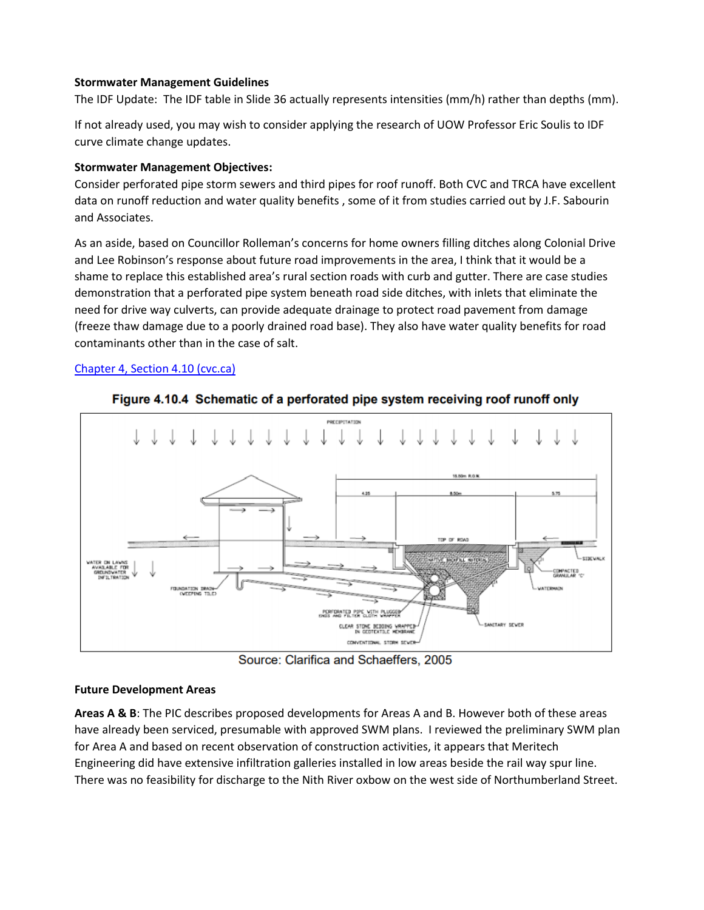**Stormwater Management Guidelines**

The IDF Update: The IDF table in Slide 36 actually represents intensities (mm/h) rather than depths (mm).

If not already used, you may wish to consider applying the research of UOW Professor Eric Soulis to IDF curve climate change updates.

**Stormwater Management Objectives:**

Consider perforated pipe storm sewers and third pipes for roof runoff. Both CVC and TRCA have excellent data on runoff reduction and water quality benefits , some of it from studies carried out by J.F. Sabourin and Associates.

As an aside, based on Councillor Rolleman's concerns for home owners filling ditches along Colonial Drive and Lee Robinson's response about future road improvements in the area, I think that it would be a shame to replace this established area's rural section roads with curb and gutter. There are case studies demonstration that a perforated pipe system beneath road side ditches, with inlets that eliminate the need for drive way culverts, can provide adequate drainage to protect road pavement from damage (freeze thaw damage due to a poorly drained road base). They also have water quality benefits for road contaminants other than in the case of salt.

[Chapter 4, Section 4.10 (cvc.ca)]

**Figure 4.10.4 Schematic of a perforated pipe system receiving roof runoff only**

Source: Clarifica and Schaeffers, 2005

**Future Development Areas**

**Areas A & B**: The PIC describes proposed developments for Areas A and B. However both of these areas have already been serviced, presumable with approved SWM plans. I reviewed the preliminary SWM plan for Area A and based on recent observation of construction activities, it appears that Meritech Engineering did have extensive infiltration galleries installed in low areas beside the rail way spur line. There was no feasibility for discharge to the Nith River oxbow on the west side of Northumberland Street.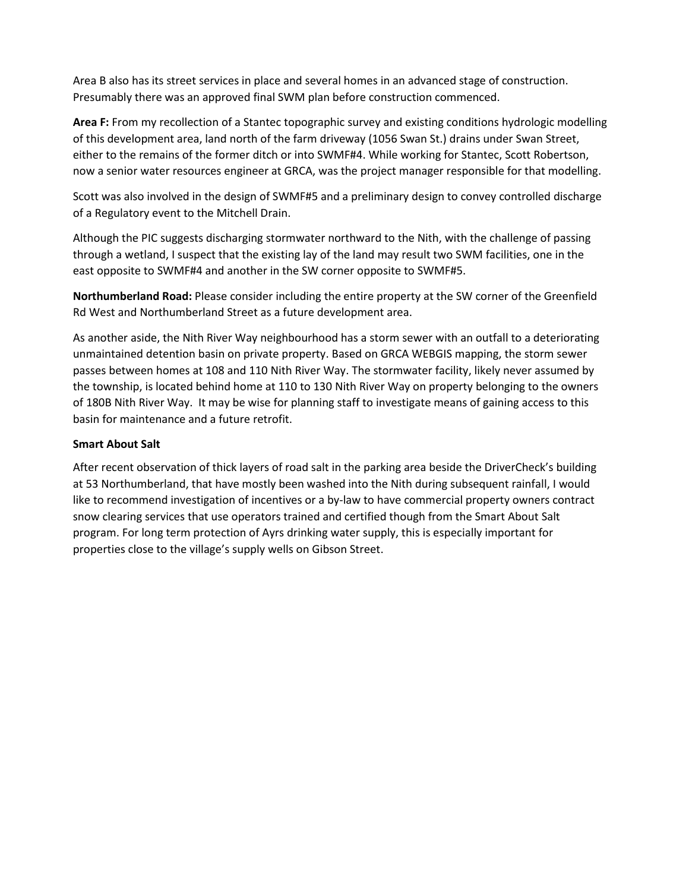Area B also has its street services in place and several homes in an advanced stage of construction. Presumably there was an approved final SWM plan before construction commenced.

**Area F:** From my recollection of a Stantec topographic survey and existing conditions hydrologic modelling of this development area, land north of the farm driveway (1056 Swan St.) drains under Swan Street, either to the remains of the former ditch or into SWMF#4. While working for Stantec, Scott Robertson, now a senior water resources engineer at GRCA, was the project manager responsible for that modelling.

Scott was also involved in the design of SWMF#5 and a preliminary design to convey controlled discharge of a Regulatory event to the Mitchell Drain.

Although the PIC suggests discharging stormwater northward to the Nith, with the challenge of passing through a wetland, I suspect that the existing lay of the land may result two SWM facilities, one in the east opposite to SWMF#4 and another in the SW corner opposite to SWMF#5.

**Northumberland Road:** Please consider including the entire property at the SW corner of the Greenfield Rd West and Northumberland Street as a future development area.

As another aside, the Nith River Way neighbourhood has a storm sewer with an outfall to a deteriorating unmaintained detention basin on private property. Based on GRCA WEBGIS mapping, the storm sewer passes between homes at 108 and 110 Nith River Way. The stormwater facility, likely never assumed by the township, is located behind home at 110 to 130 Nith River Way on property belonging to the owners of 180B Nith River Way. It may be wise for planning staff to investigate means of gaining access to this basin for maintenance and a future retrofit.

**Smart About Salt**

After recent observation of thick layers of road salt in the parking area beside the DriverCheck's building at 53 Northumberland, that have mostly been washed into the Nith during subsequent rainfall, I would like to recommend investigation of incentives or a by-law to have commercial property owners contract snow clearing services that use operators trained and certified though from the Smart About Salt program. For long term protection of Ayrs drinking water supply, this is especially important for properties close to the village's supply wells on Gibson Street.